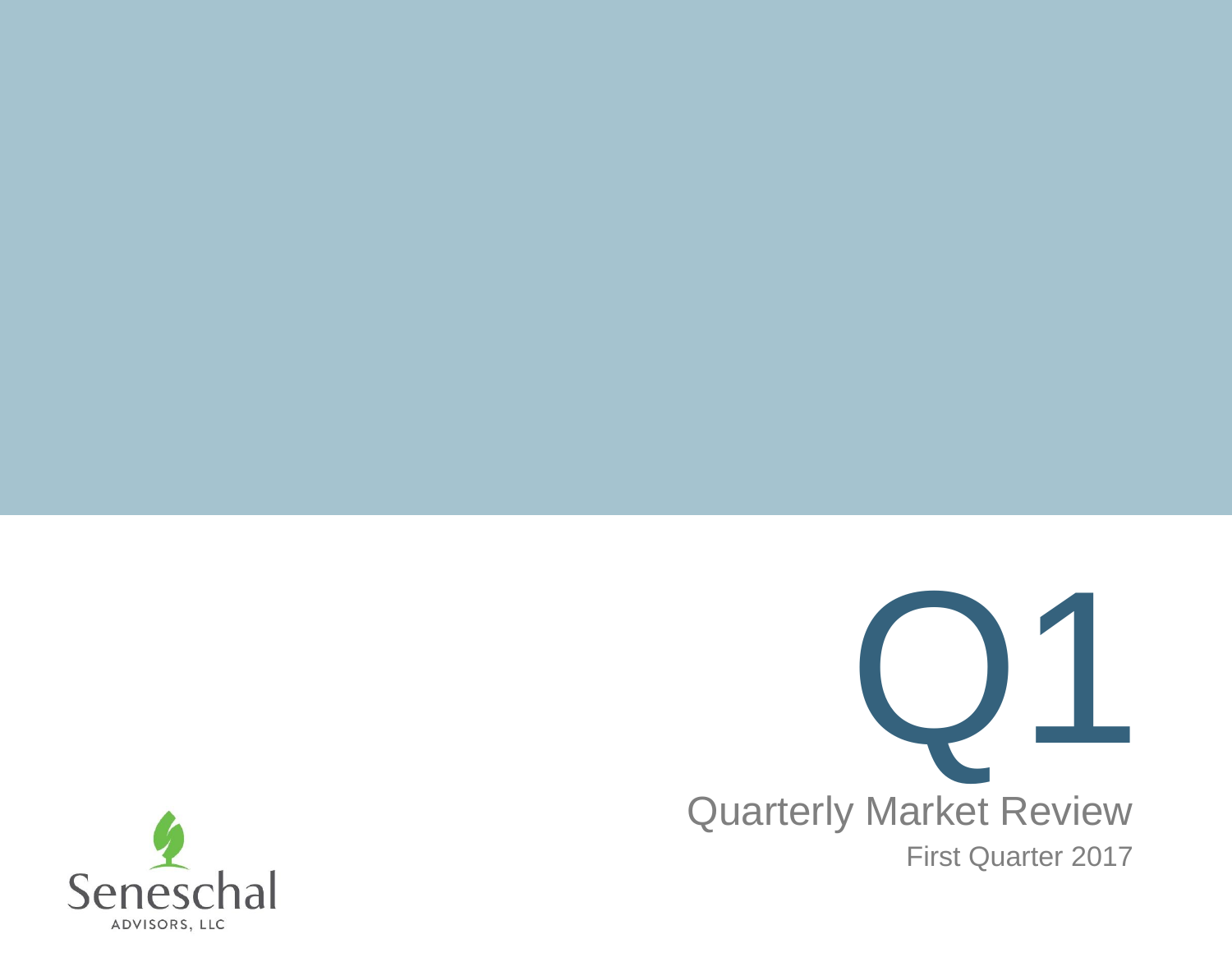# Q1

## Quarterly Market Review

First Quarter 2017

Seneschal

ADVISORS, LLC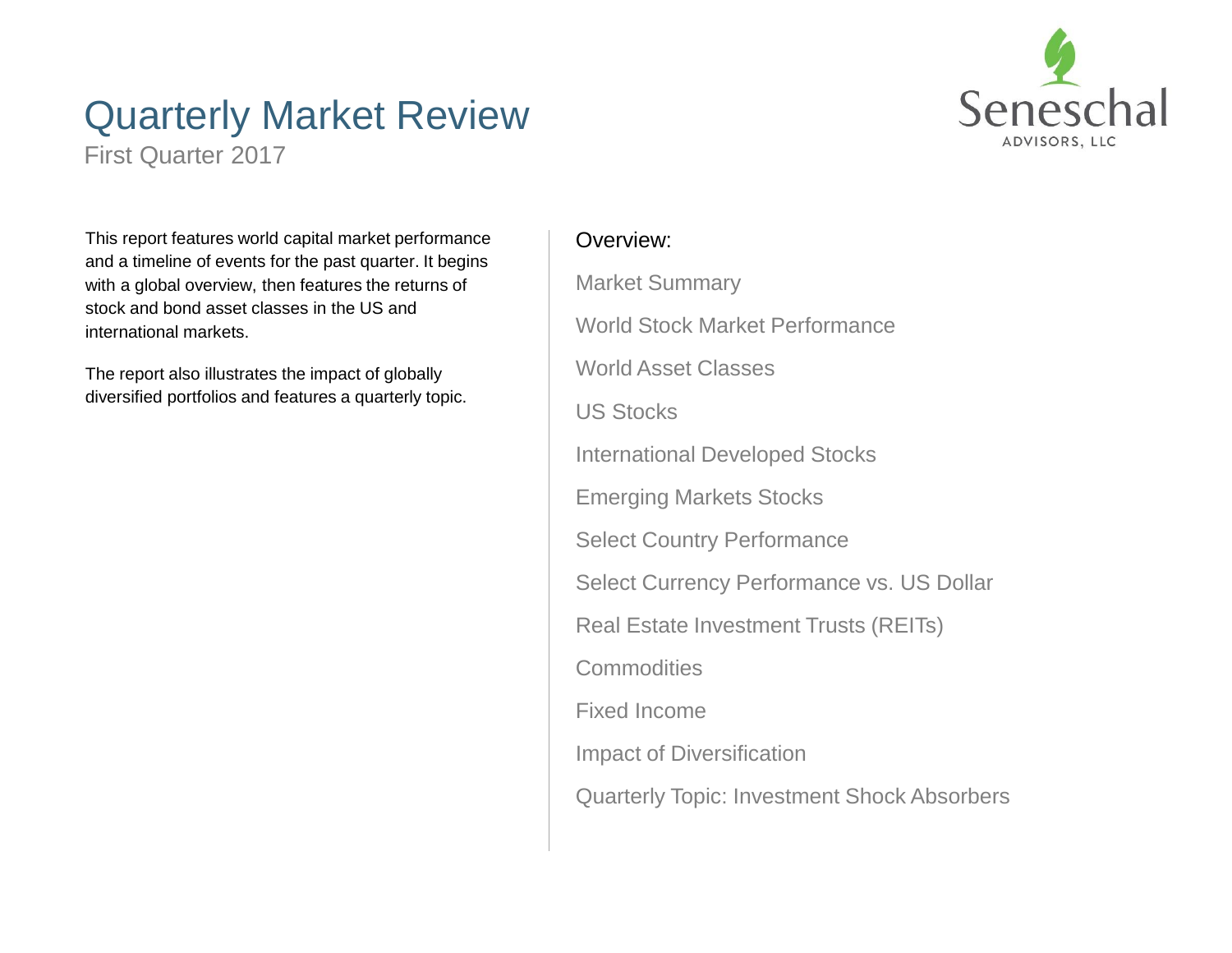# Quarterly Market Review

First Quarter 2017

Seneschal ADVISORS, LLC

This report features world capital market performance and a timeline of events for the past quarter. It begins with a global overview, then features the returns of stock and bond asset classes in the US and international markets.

The report also illustrates the impact of globally diversified portfolios and features a quarterly topic.

Overview:

- Market Summary
- World Stock Market Performance
- World Asset Classes
- US Stocks
- International Developed Stocks
- Emerging Markets Stocks
- Select Country Performance
- Select Currency Performance vs. US Dollar
- Real Estate Investment Trusts (REITs)
- Commodities
- Fixed Income
- Impact of Diversification
- Quarterly Topic: Investment Shock Absorbers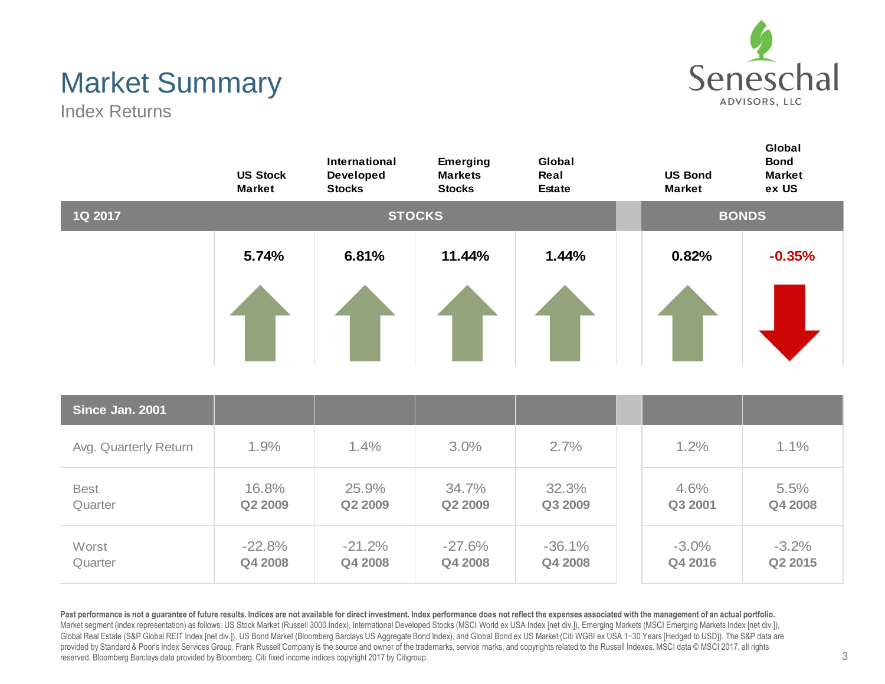# Market Summary

Index Returns

| 1Q 2017 | US Stock Market | International Developed Stocks | Emerging Markets Stocks | Global Real Estate | US Bond Market | Global Bond Market ex US |
|---|---|---|---|---|---|---|
| | STOCKS | | | | BONDS | |
| | 5.74% | 6.81% | 11.44% | 1.44% | 0.82% | -0.35% |

| Since Jan. 2001 | US Stock Market | International Developed Stocks | Emerging Markets Stocks | Global Real Estate | US Bond Market | Global Bond Market ex US |
|---|---|---|---|---|---|---|
| Avg. Quarterly Return | 1.9% | 1.4% | 3.0% | 2.7% | 1.2% | 1.1% |
| Best Quarter | 16.8% **Q2 2009** | 25.9% **Q2 2009** | 34.7% **Q2 2009** | 32.3% **Q3 2009** | 4.6% **Q3 2001** | 5.5% **Q4 2008** |
| Worst Quarter | -22.8% **Q4 2008** | -21.2% **Q4 2008** | -27.6% **Q4 2008** | -36.1% **Q4 2008** | -3.0% **Q4 2016** | -3.2% **Q2 2015** |

**Past performance is not a guarantee of future results. Indices are not available for direct investment. Index performance does not reflect the expenses associated with the management of an actual portfolio.**
Market segment (index representation) as follows: US Stock Market (Russell 3000 Index), International Developed Stocks (MSCI World ex USA Index [net div.]), Emerging Markets (MSCI Emerging Markets Index [net div.]), Global Real Estate (S&P Global REIT Index [net div.]), US Bond Market (Bloomberg Barclays US Aggregate Bond Index), and Global Bond ex US Market (Citi WGBI ex USA 1−30 Years [Hedged to USD]). The S&P data are provided by Standard & Poor's Index Services Group. Frank Russell Company is the source and owner of the trademarks, service marks, and copyrights related to the Russell Indexes. MSCI data © MSCI 2017, all rights reserved. Bloomberg Barclays data provided by Bloomberg. Citi fixed income indices copyright 2017 by Citigroup.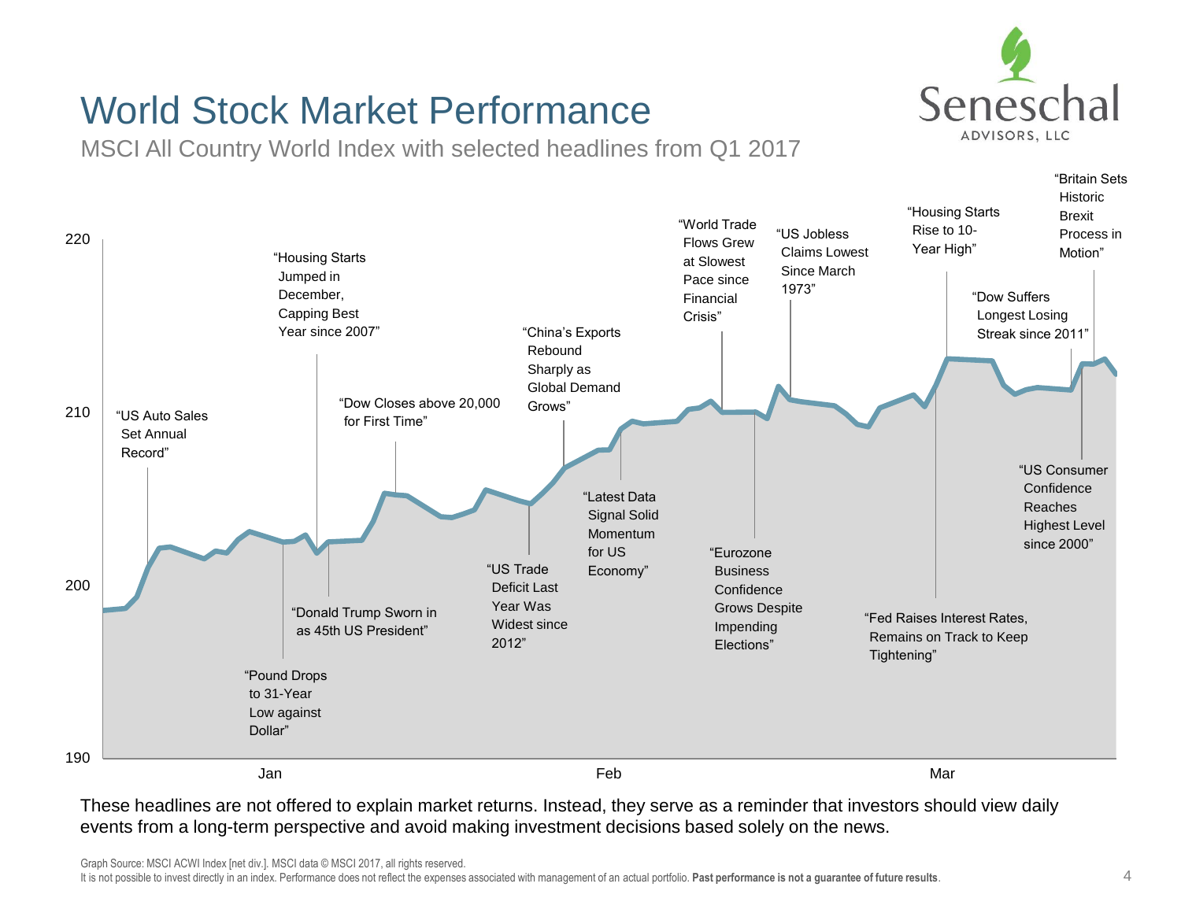# World Stock Market Performance

MSCI All Country World Index with selected headlines from Q1 2017

Seneschal ADVISORS, LLC

220

210

200

190

"US Auto Sales Set Annual Record"

"Housing Starts Jumped in December, Capping Best Year since 2007"

"Dow Closes above 20,000 for First Time"

"China's Exports Rebound Sharply as Global Demand Grows"

"World Trade Flows Grew at Slowest Pace since Financial Crisis"

"US Jobless Claims Lowest Since March 1973"

"Housing Starts Rise to 10-Year High"

"Britain Sets Historic Brexit Process in Motion"

"Dow Suffers Longest Losing Streak since 2011"

"Pound Drops to 31-Year Low against Dollar"

"Donald Trump Sworn in as 45th US President"

"US Trade Deficit Last Year Was Widest since 2012"

"Latest Data Signal Solid Momentum for US Economy"

"Eurozone Business Confidence Grows Despite Impending Elections"

"Fed Raises Interest Rates, Remains on Track to Keep Tightening"

"US Consumer Confidence Reaches Highest Level since 2000"

Jan Feb Mar

These headlines are not offered to explain market returns. Instead, they serve as a reminder that investors should view daily events from a long-term perspective and avoid making investment decisions based solely on the news.

Graph Source: MSCI ACWI Index [net div.]. MSCI data © MSCI 2017, all rights reserved.
It is not possible to invest directly in an index. Performance does not reflect the expenses associated with management of an actual portfolio. **Past performance is not a guarantee of future results**.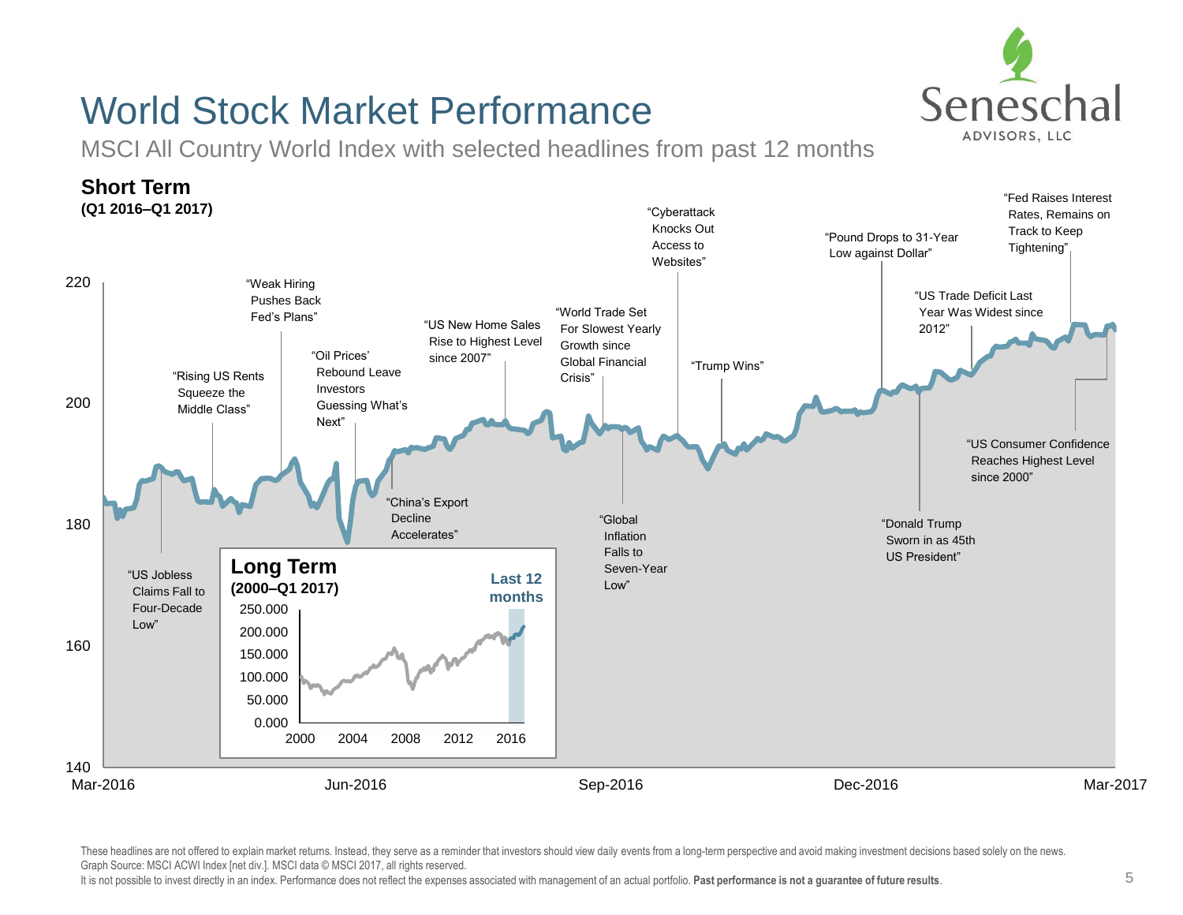# World Stock Market Performance

MSCI All Country World Index with selected headlines from past 12 months

## Short Term

**(Q1 2016–Q1 2017)**

220

200

180

160

140

Mar-2016 | Jun-2016 | Sep-2016 | Dec-2016 | Mar-2017

"US Jobless Claims Fall to Four-Decade Low"

"Rising US Rents Squeeze the Middle Class"

"Weak Hiring Pushes Back Fed's Plans"

"Oil Prices' Rebound Leave Investors Guessing What's Next"

"China's Export Decline Accelerates"

"US New Home Sales Rise to Highest Level since 2007"

"World Trade Set For Slowest Yearly Growth since Global Financial Crisis"

"Global Inflation Falls to Seven-Year Low"

"Cyberattack Knocks Out Access to Websites"

"Trump Wins"

"Pound Drops to 31-Year Low against Dollar"

"Donald Trump Sworn in as 45th US President"

"US Trade Deficit Last Year Was Widest since 2012"

"Fed Raises Interest Rates, Remains on Track to Keep Tightening"

"US Consumer Confidence Reaches Highest Level since 2000"

## Long Term

**(2000–Q1 2017)**

**Last 12 months**

250.000
200.000
150.000
100.000
50.000
0.000

2000 | 2004 | 2008 | 2012 | 2016

These headlines are not offered to explain market returns. Instead, they serve as a reminder that investors should view daily events from a long-term perspective and avoid making investment decisions based solely on the news.
Graph Source: MSCI ACWI Index [net div.]. MSCI data © MSCI 2017, all rights reserved.
It is not possible to invest directly in an index. Performance does not reflect the expenses associated with management of an actual portfolio. **Past performance is not a guarantee of future results**.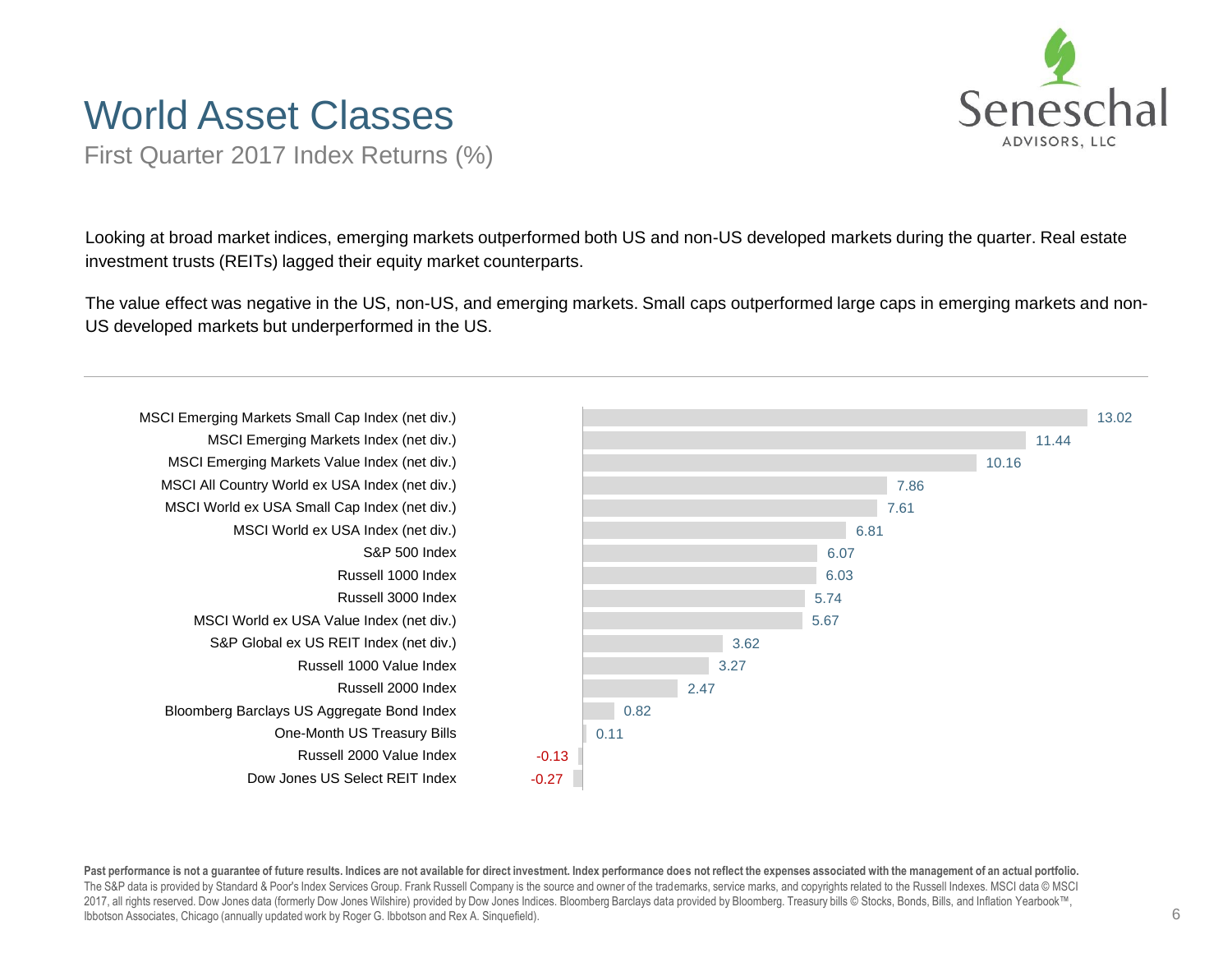# World Asset Classes

First Quarter 2017 Index Returns (%)

Looking at broad market indices, emerging markets outperformed both US and non-US developed markets during the quarter. Real estate investment trusts (REITs) lagged their equity market counterparts.

The value effect was negative in the US, non-US, and emerging markets. Small caps outperformed large caps in emerging markets and non-US developed markets but underperformed in the US.

| Index | Return (%) |
|---|---|
| MSCI Emerging Markets Small Cap Index (net div.) | 13.02 |
| MSCI Emerging Markets Index (net div.) | 11.44 |
| MSCI Emerging Markets Value Index (net div.) | 10.16 |
| MSCI All Country World ex USA Index (net div.) | 7.86 |
| MSCI World ex USA Small Cap Index (net div.) | 7.61 |
| MSCI World ex USA Index (net div.) | 6.81 |
| S&P 500 Index | 6.07 |
| Russell 1000 Index | 6.03 |
| Russell 3000 Index | 5.74 |
| MSCI World ex USA Value Index (net div.) | 5.67 |
| S&P Global ex US REIT Index (net div.) | 3.62 |
| Russell 1000 Value Index | 3.27 |
| Russell 2000 Index | 2.47 |
| Bloomberg Barclays US Aggregate Bond Index | 0.82 |
| One-Month US Treasury Bills | 0.11 |
| Russell 2000 Value Index | -0.13 |
| Dow Jones US Select REIT Index | -0.27 |

**Past performance is not a guarantee of future results. Indices are not available for direct investment. Index performance does not reflect the expenses associated with the management of an actual portfolio.**
The S&P data is provided by Standard & Poor's Index Services Group. Frank Russell Company is the source and owner of the trademarks, service marks, and copyrights related to the Russell Indexes. MSCI data © MSCI 2017, all rights reserved. Dow Jones data (formerly Dow Jones Wilshire) provided by Dow Jones Indices. Bloomberg Barclays data provided by Bloomberg. Treasury bills © Stocks, Bonds, Bills, and Inflation Yearbook™, Ibbotson Associates, Chicago (annually updated work by Roger G. Ibbotson and Rex A. Sinquefield).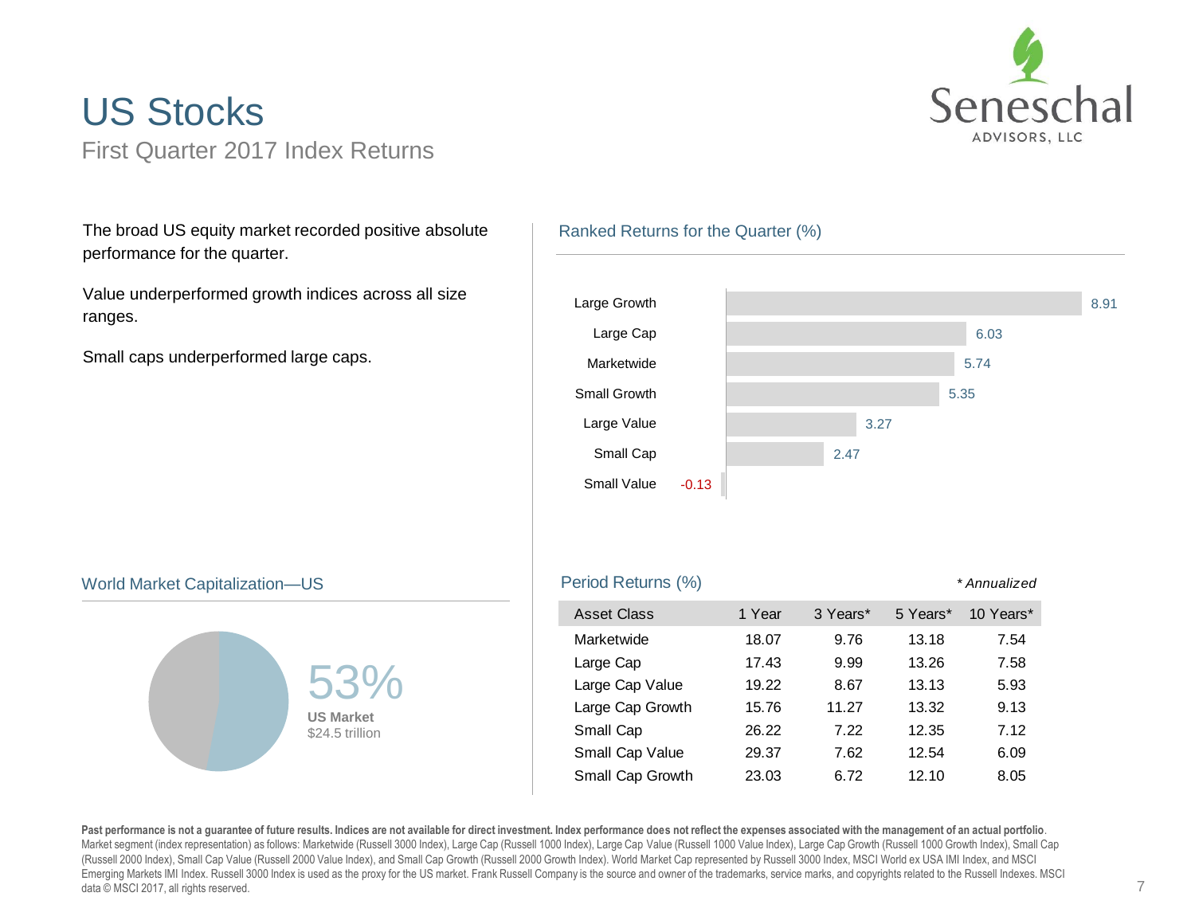# US Stocks

First Quarter 2017 Index Returns

The broad US equity market recorded positive absolute performance for the quarter.

Value underperformed growth indices across all size ranges.

Small caps underperformed large caps.

## Ranked Returns for the Quarter (%)

| Asset Class | Return (%) |
|---|---|
| Large Growth | 8.91 |
| Large Cap | 6.03 |
| Marketwide | 5.74 |
| Small Growth | 5.35 |
| Large Value | 3.27 |
| Small Cap | 2.47 |
| Small Value | -0.13 |

## World Market Capitalization—US

53%

**US Market**

$24.5 trillion

## Period Returns (%)

*\* Annualized*

| Asset Class | 1 Year | 3 Years* | 5 Years* | 10 Years* |
|---|---|---|---|---|
| Marketwide | 18.07 | 9.76 | 13.18 | 7.54 |
| Large Cap | 17.43 | 9.99 | 13.26 | 7.58 |
| Large Cap Value | 19.22 | 8.67 | 13.13 | 5.93 |
| Large Cap Growth | 15.76 | 11.27 | 13.32 | 9.13 |
| Small Cap | 26.22 | 7.22 | 12.35 | 7.12 |
| Small Cap Value | 29.37 | 7.62 | 12.54 | 6.09 |
| Small Cap Growth | 23.03 | 6.72 | 12.10 | 8.05 |

**Past performance is not a guarantee of future results. Indices are not available for direct investment. Index performance does not reflect the expenses associated with the management of an actual portfolio**. Market segment (index representation) as follows: Marketwide (Russell 3000 Index), Large Cap (Russell 1000 Index), Large Cap Value (Russell 1000 Value Index), Large Cap Growth (Russell 1000 Growth Index), Small Cap (Russell 2000 Index), Small Cap Value (Russell 2000 Value Index), and Small Cap Growth (Russell 2000 Growth Index). World Market Cap represented by Russell 3000 Index, MSCI World ex USA IMI Index, and MSCI Emerging Markets IMI Index. Russell 3000 Index is used as the proxy for the US market. Frank Russell Company is the source and owner of the trademarks, service marks, and copyrights related to the Russell Indexes. MSCI data © MSCI 2017, all rights reserved.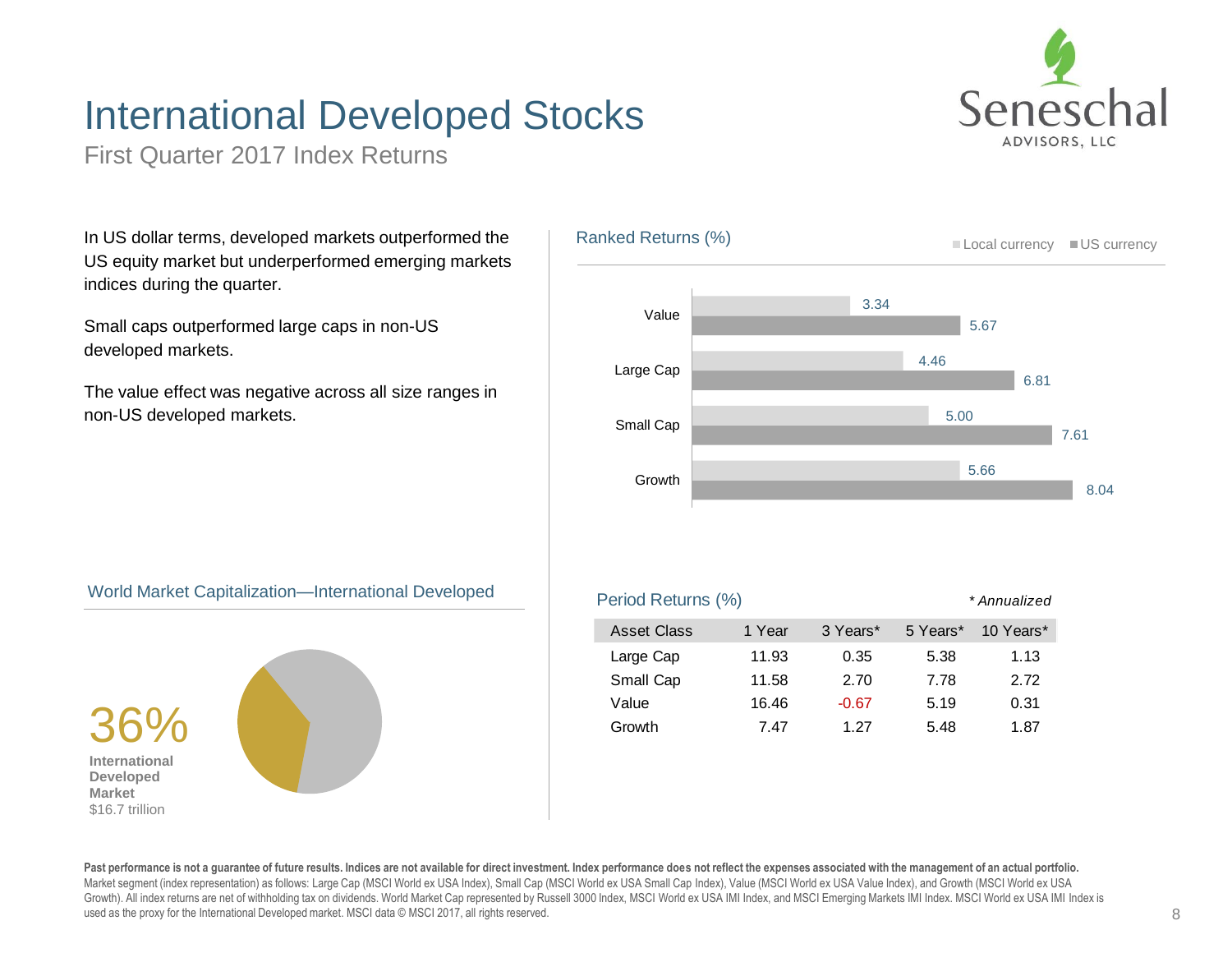# International Developed Stocks

First Quarter 2017 Index Returns

Seneschal ADVISORS, LLC

In US dollar terms, developed markets outperformed the US equity market but underperformed emerging markets indices during the quarter.

Small caps outperformed large caps in non-US developed markets.

The value effect was negative across all size ranges in non-US developed markets.

## Ranked Returns (%)

| | Local currency | US currency |
|---|---|---|
| Value | 3.34 | 5.67 |
| Large Cap | 4.46 | 6.81 |
| Small Cap | 5.00 | 7.61 |
| Growth | 5.66 | 8.04 |

## World Market Capitalization—International Developed

36%
**International Developed Market**
$16.7 trillion

## Period Returns (%)

*\* Annualized*

| Asset Class | 1 Year | 3 Years* | 5 Years* | 10 Years* |
|---|---|---|---|---|
| Large Cap | 11.93 | 0.35 | 5.38 | 1.13 |
| Small Cap | 11.58 | 2.70 | 7.78 | 2.72 |
| Value | 16.46 | -0.67 | 5.19 | 0.31 |
| Growth | 7.47 | 1.27 | 5.48 | 1.87 |

**Past performance is not a guarantee of future results. Indices are not available for direct investment. Index performance does not reflect the expenses associated with the management of an actual portfolio.**
Market segment (index representation) as follows: Large Cap (MSCI World ex USA Index), Small Cap (MSCI World ex USA Small Cap Index), Value (MSCI World ex USA Value Index), and Growth (MSCI World ex USA Growth). All index returns are net of withholding tax on dividends. World Market Cap represented by Russell 3000 Index, MSCI World ex USA IMI Index, and MSCI Emerging Markets IMI Index. MSCI World ex USA IMI Index is used as the proxy for the International Developed market. MSCI data © MSCI 2017, all rights reserved.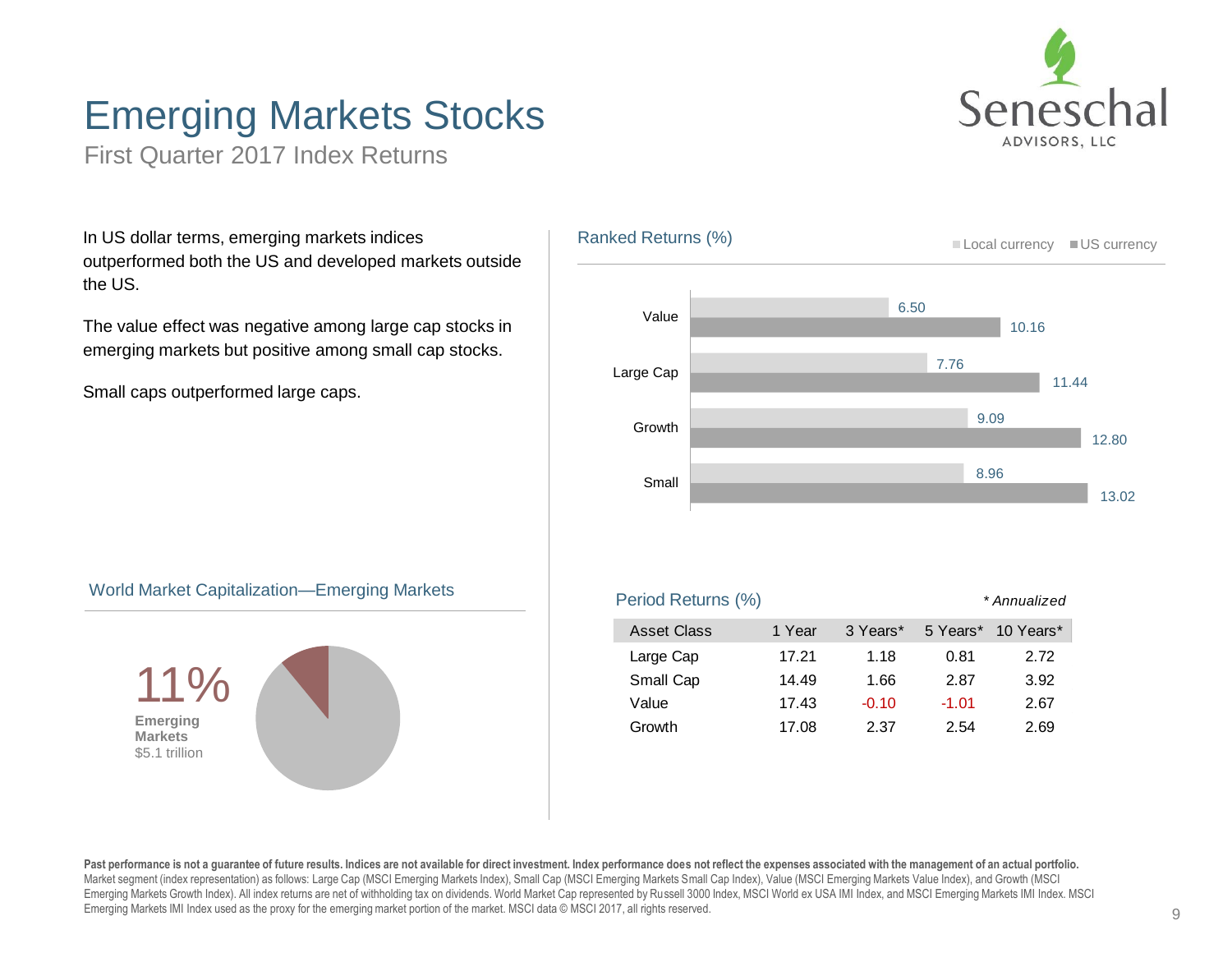# Emerging Markets Stocks

First Quarter 2017 Index Returns

In US dollar terms, emerging markets indices outperformed both the US and developed markets outside the US.

The value effect was negative among large cap stocks in emerging markets but positive among small cap stocks.

Small caps outperformed large caps.

## Ranked Returns (%)

| | Local currency | US currency |
|---|---|---|
| Value | 6.50 | 10.16 |
| Large Cap | 7.76 | 11.44 |
| Growth | 9.09 | 12.80 |
| Small | 8.96 | 13.02 |

## World Market Capitalization—Emerging Markets

11%
**Emerging Markets**
$5.1 trillion

## Period Returns (%)

*\* Annualized*

| Asset Class | 1 Year | 3 Years* | 5 Years* | 10 Years* |
|---|---|---|---|---|
| Large Cap | 17.21 | 1.18 | 0.81 | 2.72 |
| Small Cap | 14.49 | 1.66 | 2.87 | 3.92 |
| Value | 17.43 | -0.10 | -1.01 | 2.67 |
| Growth | 17.08 | 2.37 | 2.54 | 2.69 |

**Past performance is not a guarantee of future results. Indices are not available for direct investment. Index performance does not reflect the expenses associated with the management of an actual portfolio.**
Market segment (index representation) as follows: Large Cap (MSCI Emerging Markets Index), Small Cap (MSCI Emerging Markets Small Cap Index), Value (MSCI Emerging Markets Value Index), and Growth (MSCI Emerging Markets Growth Index). All index returns are net of withholding tax on dividends. World Market Cap represented by Russell 3000 Index, MSCI World ex USA IMI Index, and MSCI Emerging Markets IMI Index. MSCI Emerging Markets IMI Index used as the proxy for the emerging market portion of the market. MSCI data © MSCI 2017, all rights reserved.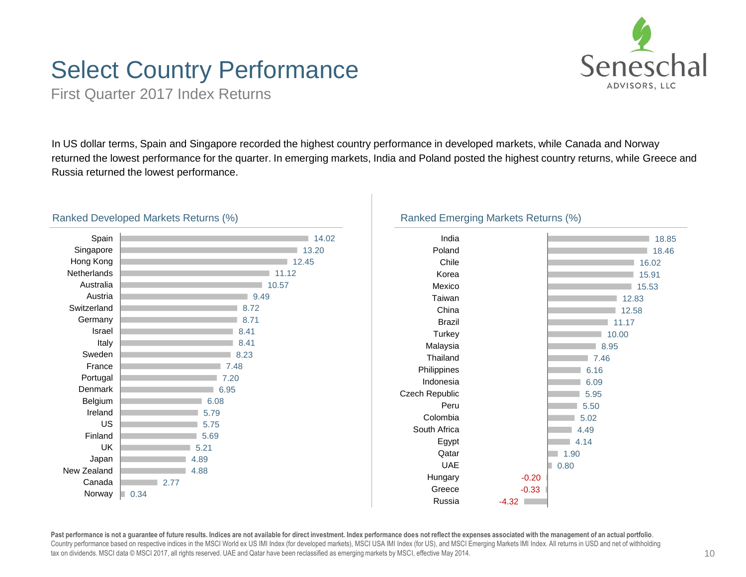# Select Country Performance

First Quarter 2017 Index Returns

In US dollar terms, Spain and Singapore recorded the highest country performance in developed markets, while Canada and Norway returned the lowest performance for the quarter. In emerging markets, India and Poland posted the highest country returns, while Greece and Russia returned the lowest performance.

### Ranked Developed Markets Returns (%)

| Country | Return (%) |
| --- | --- |
| Spain | 14.02 |
| Singapore | 13.20 |
| Hong Kong | 12.45 |
| Netherlands | 11.12 |
| Australia | 10.57 |
| Austria | 9.49 |
| Switzerland | 8.72 |
| Germany | 8.71 |
| Israel | 8.41 |
| Italy | 8.41 |
| Sweden | 8.23 |
| France | 7.48 |
| Portugal | 7.20 |
| Denmark | 6.95 |
| Belgium | 6.08 |
| Ireland | 5.79 |
| US | 5.75 |
| Finland | 5.69 |
| UK | 5.21 |
| Japan | 4.89 |
| New Zealand | 4.88 |
| Canada | 2.77 |
| Norway | 0.34 |

### Ranked Emerging Markets Returns (%)

| Country | Return (%) |
| --- | --- |
| India | 18.85 |
| Poland | 18.46 |
| Chile | 16.02 |
| Korea | 15.91 |
| Mexico | 15.53 |
| Taiwan | 12.83 |
| China | 12.58 |
| Brazil | 11.17 |
| Turkey | 10.00 |
| Malaysia | 8.95 |
| Thailand | 7.46 |
| Philippines | 6.16 |
| Indonesia | 6.09 |
| Czech Republic | 5.95 |
| Peru | 5.50 |
| Colombia | 5.02 |
| South Africa | 4.49 |
| Egypt | 4.14 |
| Qatar | 1.90 |
| UAE | 0.80 |
| Hungary | -0.20 |
| Greece | -0.33 |
| Russia | -4.32 |

**Past performance is not a guarantee of future results. Indices are not available for direct investment. Index performance does not reflect the expenses associated with the management of an actual portfolio**. Country performance based on respective indices in the MSCI World ex US IMI Index (for developed markets), MSCI USA IMI Index (for US), and MSCI Emerging Markets IMI Index. All returns in USD and net of withholding tax on dividends. MSCI data © MSCI 2017, all rights reserved. UAE and Qatar have been reclassified as emerging markets by MSCI, effective May 2014.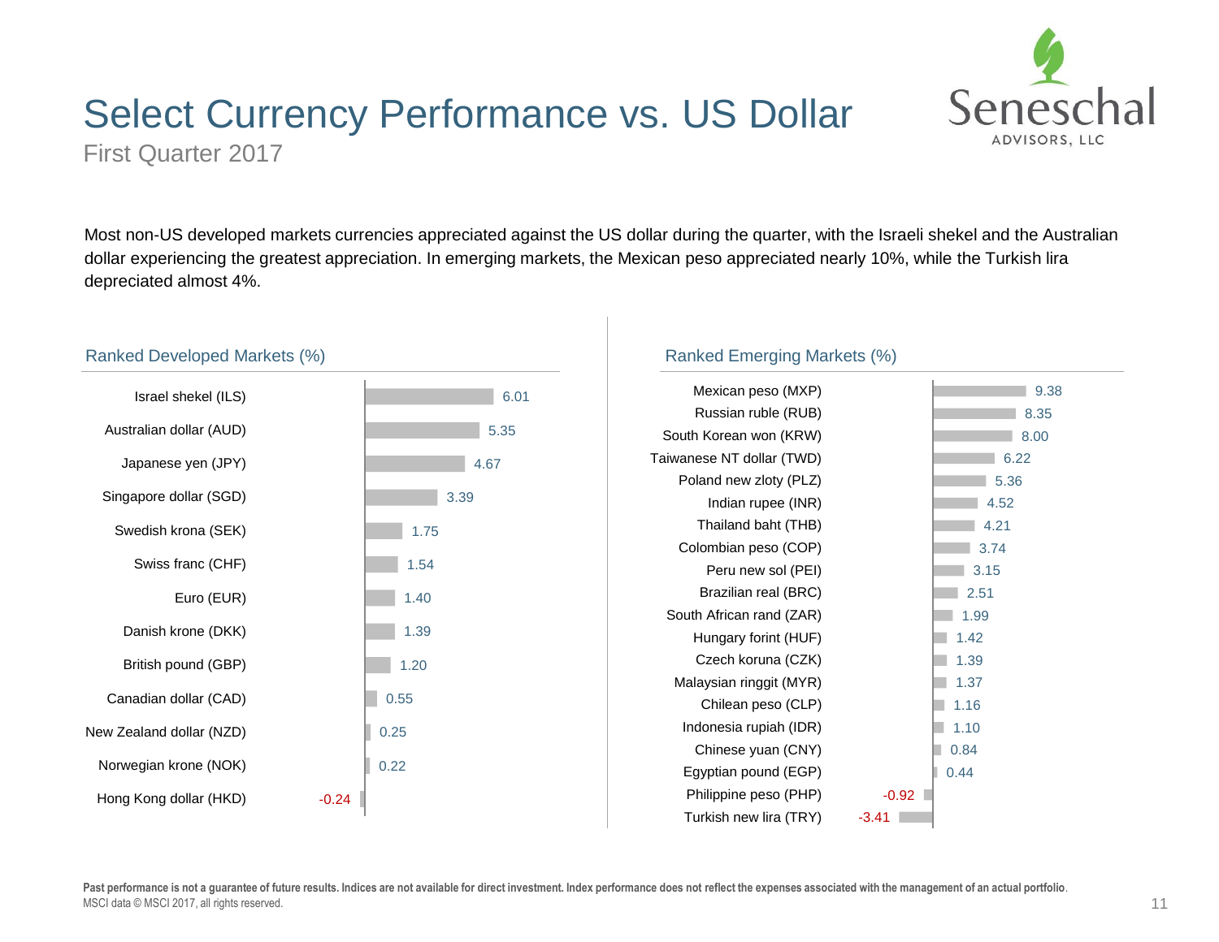# Select Currency Performance vs. US Dollar

First Quarter 2017

Most non-US developed markets currencies appreciated against the US dollar during the quarter, with the Israeli shekel and the Australian dollar experiencing the greatest appreciation. In emerging markets, the Mexican peso appreciated nearly 10%, while the Turkish lira depreciated almost 4%.

## Ranked Developed Markets (%)

| Currency | % |
|---|---|
| Israel shekel (ILS) | 6.01 |
| Australian dollar (AUD) | 5.35 |
| Japanese yen (JPY) | 4.67 |
| Singapore dollar (SGD) | 3.39 |
| Swedish krona (SEK) | 1.75 |
| Swiss franc (CHF) | 1.54 |
| Euro (EUR) | 1.40 |
| Danish krone (DKK) | 1.39 |
| British pound (GBP) | 1.20 |
| Canadian dollar (CAD) | 0.55 |
| New Zealand dollar (NZD) | 0.25 |
| Norwegian krone (NOK) | 0.22 |
| Hong Kong dollar (HKD) | -0.24 |

## Ranked Emerging Markets (%)

| Currency | % |
|---|---|
| Mexican peso (MXP) | 9.38 |
| Russian ruble (RUB) | 8.35 |
| South Korean won (KRW) | 8.00 |
| Taiwanese NT dollar (TWD) | 6.22 |
| Poland new zloty (PLZ) | 5.36 |
| Indian rupee (INR) | 4.52 |
| Thailand baht (THB) | 4.21 |
| Colombian peso (COP) | 3.74 |
| Peru new sol (PEI) | 3.15 |
| Brazilian real (BRC) | 2.51 |
| South African rand (ZAR) | 1.99 |
| Hungary forint (HUF) | 1.42 |
| Czech koruna (CZK) | 1.39 |
| Malaysian ringgit (MYR) | 1.37 |
| Chilean peso (CLP) | 1.16 |
| Indonesia rupiah (IDR) | 1.10 |
| Chinese yuan (CNY) | 0.84 |
| Egyptian pound (EGP) | 0.44 |
| Philippine peso (PHP) | -0.92 |
| Turkish new lira (TRY) | -3.41 |

**Past performance is not a guarantee of future results. Indices are not available for direct investment. Index performance does not reflect the expenses associated with the management of an actual portfolio**.

MSCI data © MSCI 2017, all rights reserved.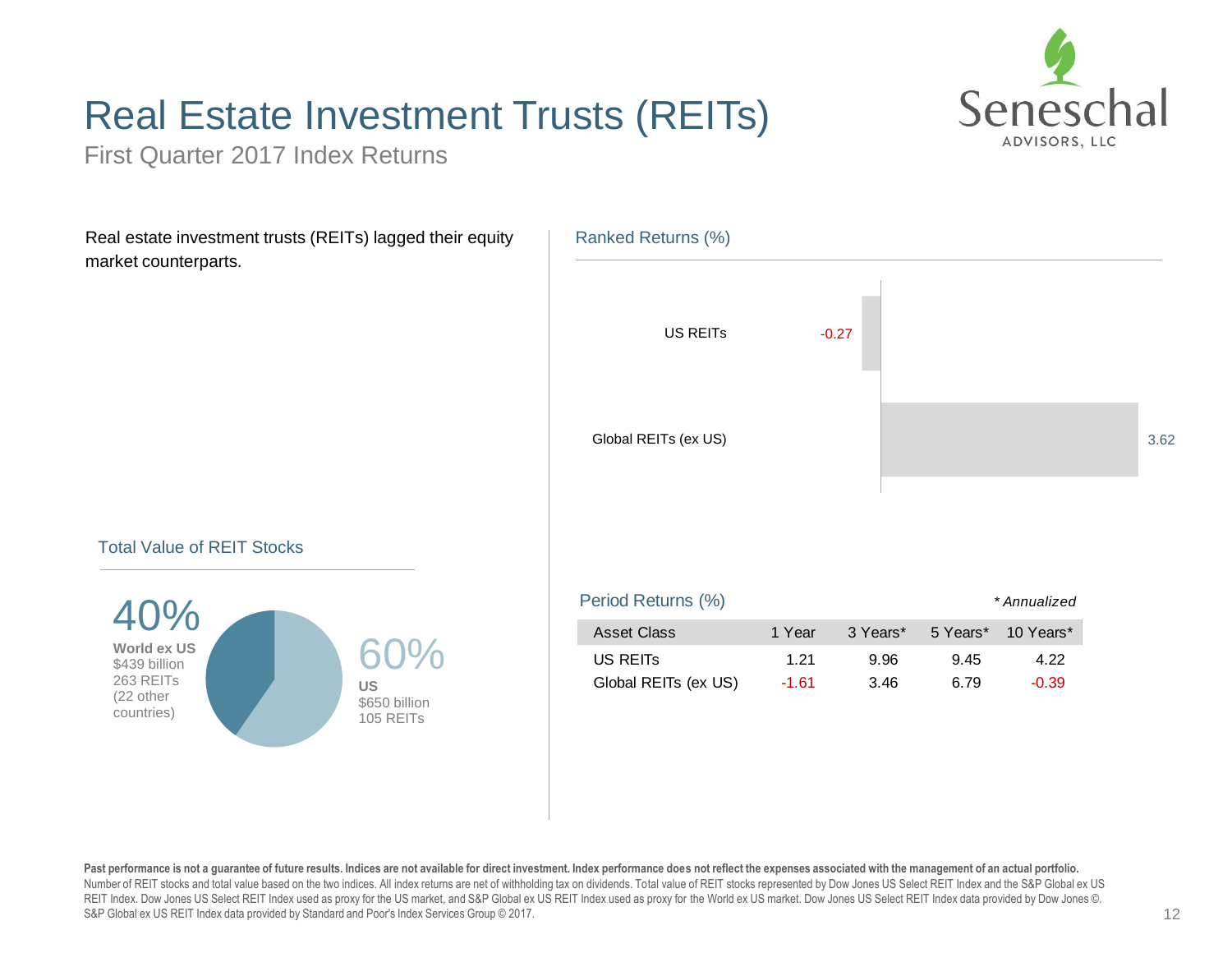# Real Estate Investment Trusts (REITs)

First Quarter 2017 Index Returns

Real estate investment trusts (REITs) lagged their equity market counterparts.

## Ranked Returns (%)

| Asset Class | Return |
|---|---|
| US REITs | -0.27 |
| Global REITs (ex US) | 3.62 |

## Total Value of REIT Stocks

**40%**
**World ex US**
$439 billion
263 REITs
(22 other countries)

**60%**
**US**
$650 billion
105 REITs

## Period Returns (%)

*\* Annualized*

| Asset Class | 1 Year | 3 Years* | 5 Years* | 10 Years* |
|---|---|---|---|---|
| US REITs | 1.21 | 9.96 | 9.45 | 4.22 |
| Global REITs (ex US) | -1.61 | 3.46 | 6.79 | -0.39 |

**Past performance is not a guarantee of future results. Indices are not available for direct investment. Index performance does not reflect the expenses associated with the management of an actual portfolio.**
Number of REIT stocks and total value based on the two indices. All index returns are net of withholding tax on dividends. Total value of REIT stocks represented by Dow Jones US Select REIT Index and the S&P Global ex US REIT Index. Dow Jones US Select REIT Index used as proxy for the US market, and S&P Global ex US REIT Index used as proxy for the World ex US market. Dow Jones US Select REIT Index data provided by Dow Jones ©. S&P Global ex US REIT Index data provided by Standard and Poor's Index Services Group © 2017.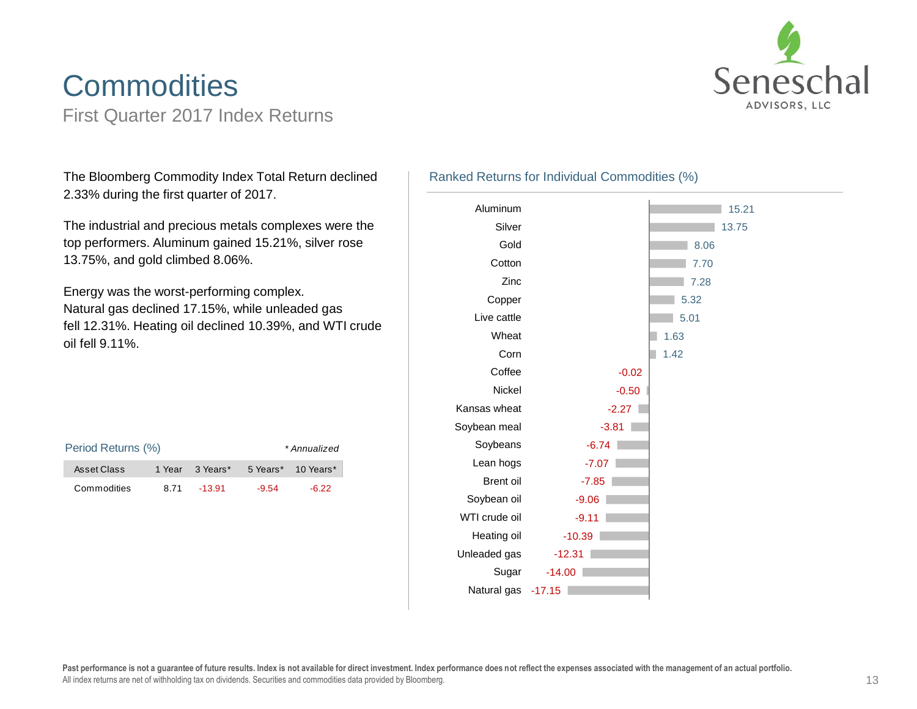# Commodities

## First Quarter 2017 Index Returns

The Bloomberg Commodity Index Total Return declined 2.33% during the first quarter of 2017.

The industrial and precious metals complexes were the top performers. Aluminum gained 15.21%, silver rose 13.75%, and gold climbed 8.06%.

Energy was the worst-performing complex. Natural gas declined 17.15%, while unleaded gas fell 12.31%. Heating oil declined 10.39%, and WTI crude oil fell 9.11%.

### Period Returns (%)

*\* Annualized*

| Asset Class | 1 Year | 3 Years* | 5 Years* | 10 Years* |
|---|---|---|---|---|
| Commodities | 8.71 | -13.91 | -9.54 | -6.22 |

### Ranked Returns for Individual Commodities (%)

| Commodity | Return (%) |
|---|---|
| Aluminum | 15.21 |
| Silver | 13.75 |
| Gold | 8.06 |
| Cotton | 7.70 |
| Zinc | 7.28 |
| Copper | 5.32 |
| Live cattle | 5.01 |
| Wheat | 1.63 |
| Corn | 1.42 |
| Coffee | -0.02 |
| Nickel | -0.50 |
| Kansas wheat | -2.27 |
| Soybean meal | -3.81 |
| Soybeans | -6.74 |
| Lean hogs | -7.07 |
| Brent oil | -7.85 |
| Soybean oil | -9.06 |
| WTI crude oil | -9.11 |
| Heating oil | -10.39 |
| Unleaded gas | -12.31 |
| Sugar | -14.00 |
| Natural gas | -17.15 |

**Past performance is not a guarantee of future results. Index is not available for direct investment. Index performance does not reflect the expenses associated with the management of an actual portfolio.**
All index returns are net of withholding tax on dividends. Securities and commodities data provided by Bloomberg.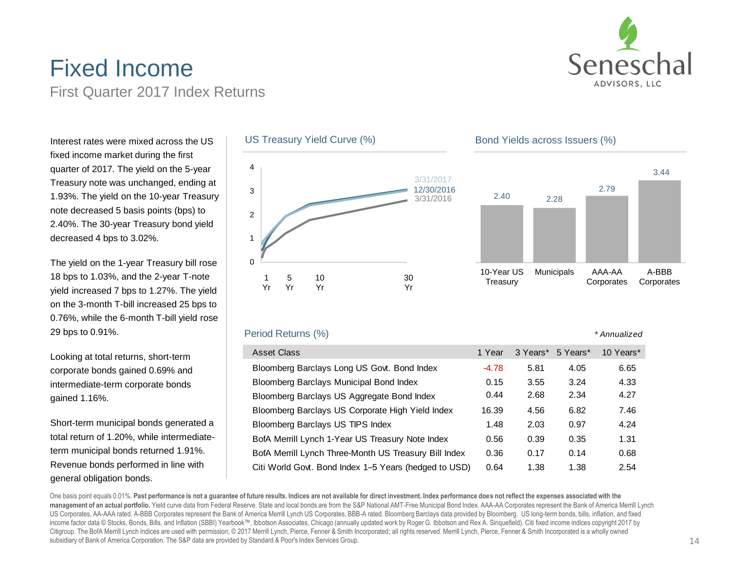# Fixed Income

## First Quarter 2017 Index Returns

Interest rates were mixed across the US fixed income market during the first quarter of 2017. The yield on the 5-year Treasury note was unchanged, ending at 1.93%. The yield on the 10-year Treasury note decreased 5 basis points (bps) to 2.40%. The 30-year Treasury bond yield decreased 4 bps to 3.02%.

The yield on the 1-year Treasury bill rose 18 bps to 1.03%, and the 2-year T-note yield increased 7 bps to 1.27%. The yield on the 3-month T-bill increased 25 bps to 0.76%, while the 6-month T-bill yield rose 29 bps to 0.91%.

Looking at total returns, short-term corporate bonds gained 0.69% and intermediate-term corporate bonds gained 1.16%.

Short-term municipal bonds generated a total return of 1.20%, while intermediate-term municipal bonds returned 1.91%. Revenue bonds performed in line with general obligation bonds.

### US Treasury Yield Curve (%)

3/31/2017
12/30/2016
3/31/2016

### Bond Yields across Issuers (%)

| 10-Year US Treasury | Municipals | AAA-AA Corporates | A-BBB Corporates |
|---|---|---|---|
| 2.40 | 2.28 | 2.79 | 3.44 |

### Period Returns (%)

*\* Annualized*

| Asset Class | 1 Year | 3 Years* | 5 Years* | 10 Years* |
|---|---|---|---|---|
| Bloomberg Barclays Long US Govt. Bond Index | -4.78 | 5.81 | 4.05 | 6.65 |
| Bloomberg Barclays Municipal Bond Index | 0.15 | 3.55 | 3.24 | 4.33 |
| Bloomberg Barclays US Aggregate Bond Index | 0.44 | 2.68 | 2.34 | 4.27 |
| Bloomberg Barclays US Corporate High Yield Index | 16.39 | 4.56 | 6.82 | 7.46 |
| Bloomberg Barclays US TIPS Index | 1.48 | 2.03 | 0.97 | 4.24 |
| BofA Merrill Lynch 1-Year US Treasury Note Index | 0.56 | 0.39 | 0.35 | 1.31 |
| BofA Merrill Lynch Three-Month US Treasury Bill Index | 0.36 | 0.17 | 0.14 | 0.68 |
| Citi World Govt. Bond Index 1–5 Years (hedged to USD) | 0.64 | 1.38 | 1.38 | 2.54 |

One basis point equals 0.01%. **Past performance is not a guarantee of future results. Indices are not available for direct investment. Index performance does not reflect the expenses associated with the management of an actual portfolio.** Yield curve data from Federal Reserve. State and local bonds are from the S&P National AMT-Free Municipal Bond Index. AAA-AA Corporates represent the Bank of America Merrill Lynch US Corporates, AA-AAA rated. A-BBB Corporates represent the Bank of America Merrill Lynch US Corporates, BBB-A rated. Bloomberg Barclays data provided by Bloomberg. US long-term bonds, bills, inflation, and fixed income factor data © Stocks, Bonds, Bills, and Inflation (SBBI) Yearbook™, Ibbotson Associates, Chicago (annually updated work by Roger G. Ibbotson and Rex A. Sinquefield). Citi fixed income indices copyright 2017 by Citigroup. The BofA Merrill Lynch Indices are used with permission; © 2017 Merrill Lynch, Pierce, Fenner & Smith Incorporated; all rights reserved. Merrill Lynch, Pierce, Fenner & Smith Incorporated is a wholly owned subsidiary of Bank of America Corporation. The S&P data are provided by Standard & Poor's Index Services Group.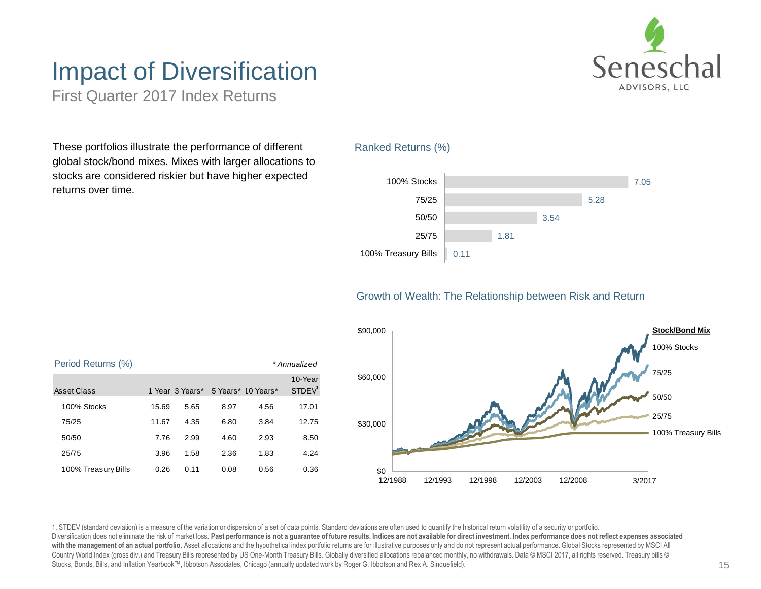# Impact of Diversification

First Quarter 2017 Index Returns

These portfolios illustrate the performance of different global stock/bond mixes. Mixes with larger allocations to stocks are considered riskier but have higher expected returns over time.

### Ranked Returns (%)

| Asset Class | Return |
|---|---|
| 100% Stocks | 7.05 |
| 75/25 | 5.28 |
| 50/50 | 3.54 |
| 25/75 | 1.81 |
| 100% Treasury Bills | 0.11 |

### Growth of Wealth: The Relationship between Risk and Return

Stock/Bond Mix: 100% Stocks, 75/25, 50/50, 25/75, 100% Treasury Bills

$0 – $90,000; 12/1988 – 3/2017

### Period Returns (%)

*\* Annualized*

| Asset Class | 1 Year | 3 Years* | 5 Years* | 10 Years* | 10-Year STDEV[1] |
|---|---|---|---|---|---|
| 100% Stocks | 15.69 | 5.65 | 8.97 | 4.56 | 17.01 |
| 75/25 | 11.67 | 4.35 | 6.80 | 3.84 | 12.75 |
| 50/50 | 7.76 | 2.99 | 4.60 | 2.93 | 8.50 |
| 25/75 | 3.96 | 1.58 | 2.36 | 1.83 | 4.24 |
| 100% Treasury Bills | 0.26 | 0.11 | 0.08 | 0.56 | 0.36 |

1. STDEV (standard deviation) is a measure of the variation or dispersion of a set of data points. Standard deviations are often used to quantify the historical return volatility of a security or portfolio.

Diversification does not eliminate the risk of market loss. **Past performance is not a guarantee of future results. Indices are not available for direct investment. Index performance does not reflect expenses associated with the management of an actual portfolio**. Asset allocations and the hypothetical index portfolio returns are for illustrative purposes only and do not represent actual performance. Global Stocks represented by MSCI All Country World Index (gross div.) and Treasury Bills represented by US One-Month Treasury Bills. Globally diversified allocations rebalanced monthly, no withdrawals. Data © MSCI 2017, all rights reserved. Treasury bills © Stocks, Bonds, Bills, and Inflation Yearbook™, Ibbotson Associates, Chicago (annually updated work by Roger G. Ibbotson and Rex A. Sinquefield).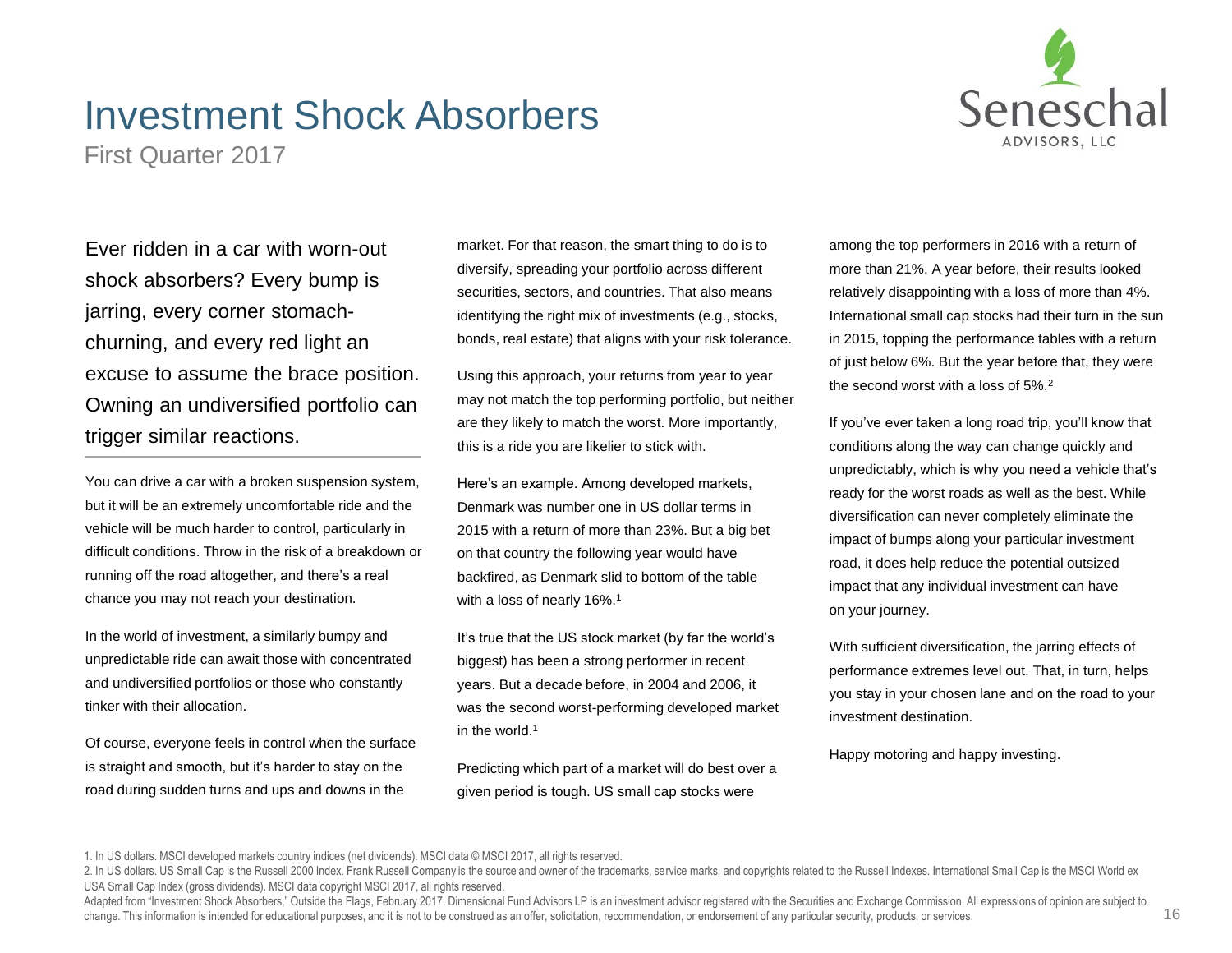# Investment Shock Absorbers

First Quarter 2017

Ever ridden in a car with worn-out shock absorbers? Every bump is jarring, every corner stomach-churning, and every red light an excuse to assume the brace position. Owning an undiversified portfolio can trigger similar reactions.

You can drive a car with a broken suspension system, but it will be an extremely uncomfortable ride and the vehicle will be much harder to control, particularly in difficult conditions. Throw in the risk of a breakdown or running off the road altogether, and there's a real chance you may not reach your destination.

In the world of investment, a similarly bumpy and unpredictable ride can await those with concentrated and undiversified portfolios or those who constantly tinker with their allocation.

Of course, everyone feels in control when the surface is straight and smooth, but it's harder to stay on the road during sudden turns and ups and downs in the market. For that reason, the smart thing to do is to diversify, spreading your portfolio across different securities, sectors, and countries. That also means identifying the right mix of investments (e.g., stocks, bonds, real estate) that aligns with your risk tolerance.

Using this approach, your returns from year to year may not match the top performing portfolio, but neither are they likely to match the worst. More importantly, this is a ride you are likelier to stick with.

Here's an example. Among developed markets, Denmark was number one in US dollar terms in 2015 with a return of more than 23%. But a big bet on that country the following year would have backfired, as Denmark slid to bottom of the table with a loss of nearly 16%.[1]

It's true that the US stock market (by far the world's biggest) has been a strong performer in recent years. But a decade before, in 2004 and 2006, it was the second worst-performing developed market in the world.[1]

Predicting which part of a market will do best over a given period is tough. US small cap stocks were among the top performers in 2016 with a return of more than 21%. A year before, their results looked relatively disappointing with a loss of more than 4%. International small cap stocks had their turn in the sun in 2015, topping the performance tables with a return of just below 6%. But the year before that, they were the second worst with a loss of 5%.[2]

If you've ever taken a long road trip, you'll know that conditions along the way can change quickly and unpredictably, which is why you need a vehicle that's ready for the worst roads as well as the best. While diversification can never completely eliminate the impact of bumps along your particular investment road, it does help reduce the potential outsized impact that any individual investment can have on your journey.

With sufficient diversification, the jarring effects of performance extremes level out. That, in turn, helps you stay in your chosen lane and on the road to your investment destination.

Happy motoring and happy investing.

1. In US dollars. MSCI developed markets country indices (net dividends). MSCI data © MSCI 2017, all rights reserved.

2. In US dollars. US Small Cap is the Russell 2000 Index. Frank Russell Company is the source and owner of the trademarks, service marks, and copyrights related to the Russell Indexes. International Small Cap is the MSCI World ex USA Small Cap Index (gross dividends). MSCI data copyright MSCI 2017, all rights reserved.

Adapted from "Investment Shock Absorbers," Outside the Flags, February 2017. Dimensional Fund Advisors LP is an investment advisor registered with the Securities and Exchange Commission. All expressions of opinion are subject to change. This information is intended for educational purposes, and it is not to be construed as an offer, solicitation, recommendation, or endorsement of any particular security, products, or services.